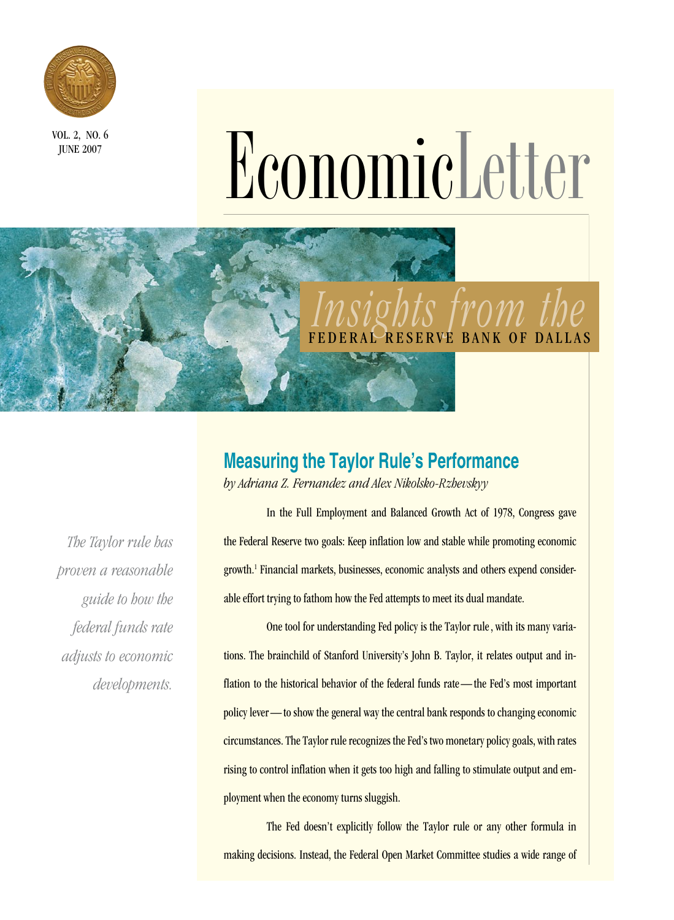VOL. 2, NO. 6
JUNE 2007

# EconomicLetter

*Insights from the* FEDERAL RESERVE BANK OF DALLAS

## Measuring the Taylor Rule's Performance

*by Adriana Z. Fernandez and Alex Nikolsko-Rzhevskyy*

*The Taylor rule has proven a reasonable guide to how the federal funds rate adjusts to economic developments.*

In the Full Employment and Balanced Growth Act of 1978, Congress gave the Federal Reserve two goals: Keep inflation low and stable while promoting economic growth.[1] Financial markets, businesses, economic analysts and others expend considerable effort trying to fathom how the Fed attempts to meet its dual mandate.

One tool for understanding Fed policy is the Taylor rule, with its many variations. The brainchild of Stanford University's John B. Taylor, it relates output and inflation to the historical behavior of the federal funds rate—the Fed's most important policy lever—to show the general way the central bank responds to changing economic circumstances. The Taylor rule recognizes the Fed's two monetary policy goals, with rates rising to control inflation when it gets too high and falling to stimulate output and employment when the economy turns sluggish.

The Fed doesn't explicitly follow the Taylor rule or any other formula in making decisions. Instead, the Federal Open Market Committee studies a wide range of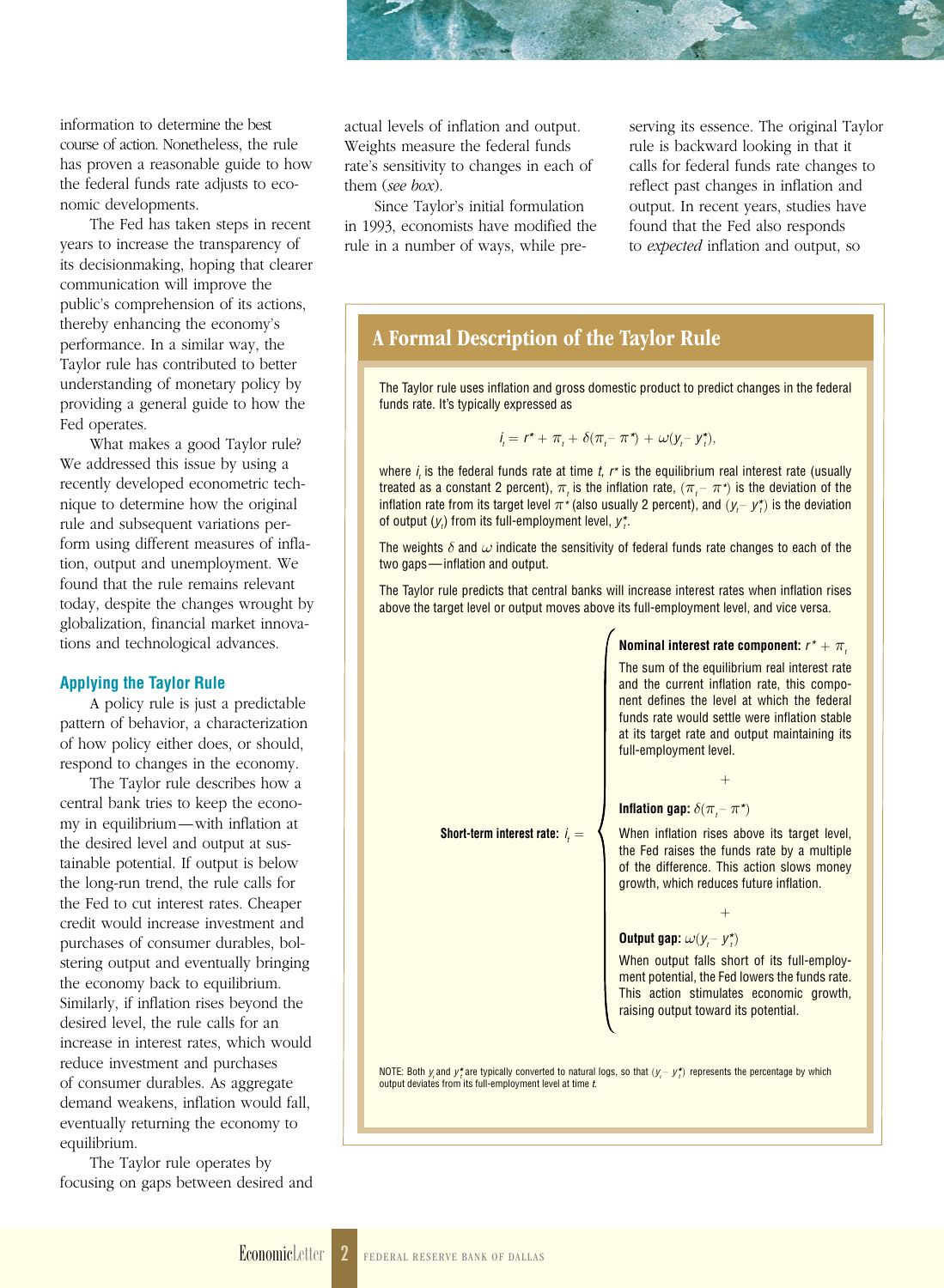information to determine the best course of action. Nonetheless, the rule has proven a reasonable guide to how the federal funds rate adjusts to economic developments.

The Fed has taken steps in recent years to increase the transparency of its decisionmaking, hoping that clearer communication will improve the public's comprehension of its actions, thereby enhancing the economy's performance. In a similar way, the Taylor rule has contributed to better understanding of monetary policy by providing a general guide to how the Fed operates.

What makes a good Taylor rule? We addressed this issue by using a recently developed econometric technique to determine how the original rule and subsequent variations perform using different measures of inflation, output and unemployment. We found that the rule remains relevant today, despite the changes wrought by globalization, financial market innovations and technological advances.

## Applying the Taylor Rule

A policy rule is just a predictable pattern of behavior, a characterization of how policy either does, or should, respond to changes in the economy.

The Taylor rule describes how a central bank tries to keep the economy in equilibrium—with inflation at the desired level and output at sustainable potential. If output is below the long-run trend, the rule calls for the Fed to cut interest rates. Cheaper credit would increase investment and purchases of consumer durables, bolstering output and eventually bringing the economy back to equilibrium. Similarly, if inflation rises beyond the desired level, the rule calls for an increase in interest rates, which would reduce investment and purchases of consumer durables. As aggregate demand weakens, inflation would fall, eventually returning the economy to equilibrium.

The Taylor rule operates by focusing on gaps between desired and actual levels of inflation and output. Weights measure the federal funds rate's sensitivity to changes in each of them (*see box*).

Since Taylor's initial formulation in 1993, economists have modified the rule in a number of ways, while preserving its essence. The original Taylor rule is backward looking in that it calls for federal funds rate changes to reflect past changes in inflation and output. In recent years, studies have found that the Fed also responds to *expected* inflation and output, so

### A Formal Description of the Taylor Rule

The Taylor rule uses inflation and gross domestic product to predict changes in the federal funds rate. It's typically expressed as

$$i_t = r^* + \pi_t + \delta(\pi_t - \pi^*) + \omega(y_t - y_t^*),$$

where $i_t$ is the federal funds rate at time $t$, $r^*$ is the equilibrium real interest rate (usually treated as a constant 2 percent), $\pi_t$ is the inflation rate, $(\pi_t - \pi^*)$ is the deviation of the inflation rate from its target level $\pi^*$ (also usually 2 percent), and $(y_t - y_t^*)$ is the deviation of output ($y_t$) from its full-employment level, $y_t^*$.

The weights $\delta$ and $\omega$ indicate the sensitivity of federal funds rate changes to each of the two gaps—inflation and output.

The Taylor rule predicts that central banks will increase interest rates when inflation rises above the target level or output moves above its full-employment level, and vice versa.

**Short-term interest rate:** $i_t =$

**Nominal interest rate component:** $r^* + \pi_t$
The sum of the equilibrium real interest rate and the current inflation rate, this component defines the level at which the federal funds rate would settle were inflation stable at its target rate and output maintaining its full-employment level.

+

**Inflation gap:** $\delta(\pi_t - \pi^*)$
When inflation rises above its target level, the Fed raises the funds rate by a multiple of the difference. This action slows money growth, which reduces future inflation.

+

**Output gap:** $\omega(y_t - y_t^*)$
When output falls short of its full-employment potential, the Fed lowers the funds rate. This action stimulates economic growth, raising output toward its potential.

NOTE: Both $y_t$ and $y_t^*$ are typically converted to natural logs, so that $(y_t - y_t^*)$ represents the percentage by which output deviates from its full-employment level at time $t$.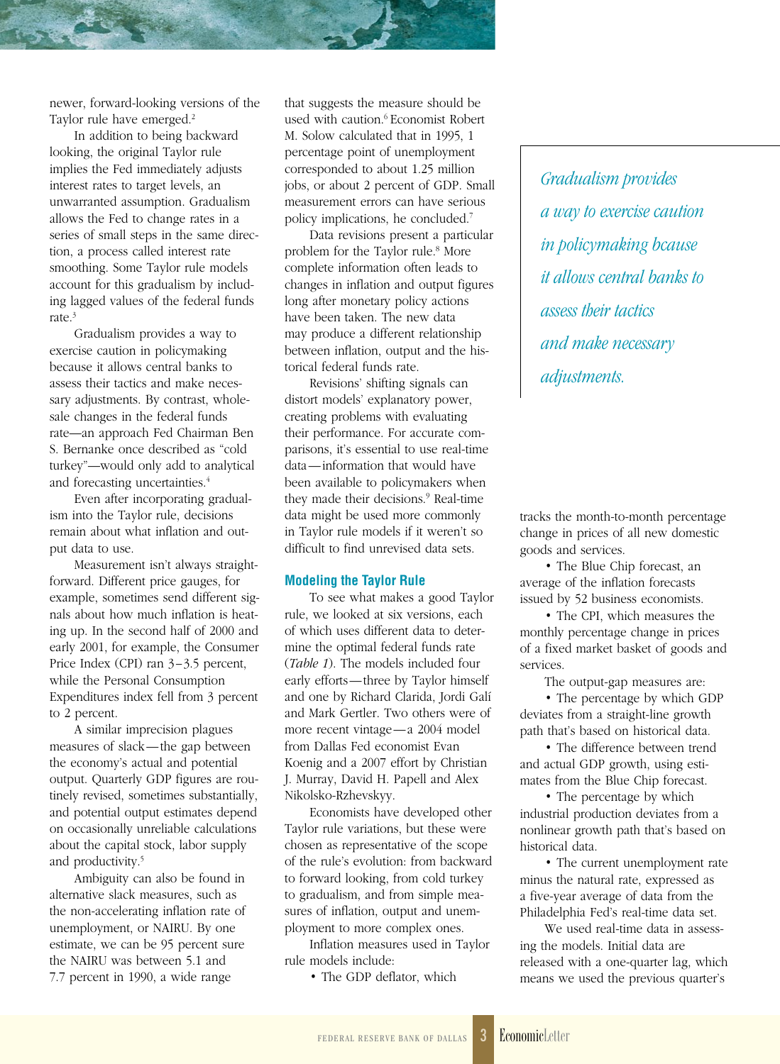newer, forward-looking versions of the Taylor rule have emerged.[2]

In addition to being backward looking, the original Taylor rule implies the Fed immediately adjusts interest rates to target levels, an unwarranted assumption. Gradualism allows the Fed to change rates in a series of small steps in the same direction, a process called interest rate smoothing. Some Taylor rule models account for this gradualism by including lagged values of the federal funds rate.[3]

Gradualism provides a way to exercise caution in policymaking because it allows central banks to assess their tactics and make necessary adjustments. By contrast, wholesale changes in the federal funds rate—an approach Fed Chairman Ben S. Bernanke once described as "cold turkey"—would only add to analytical and forecasting uncertainties.[4]

Even after incorporating gradualism into the Taylor rule, decisions remain about what inflation and output data to use.

Measurement isn't always straightforward. Different price gauges, for example, sometimes send different signals about how much inflation is heating up. In the second half of 2000 and early 2001, for example, the Consumer Price Index (CPI) ran 3–3.5 percent, while the Personal Consumption Expenditures index fell from 3 percent to 2 percent.

A similar imprecision plagues measures of slack—the gap between the economy's actual and potential output. Quarterly GDP figures are routinely revised, sometimes substantially, and potential output estimates depend on occasionally unreliable calculations about the capital stock, labor supply and productivity.[5]

Ambiguity can also be found in alternative slack measures, such as the non-accelerating inflation rate of unemployment, or NAIRU. By one estimate, we can be 95 percent sure the NAIRU was between 5.1 and 7.7 percent in 1990, a wide range that suggests the measure should be used with caution.[6] Economist Robert M. Solow calculated that in 1995, 1 percentage point of unemployment corresponded to about 1.25 million jobs, or about 2 percent of GDP. Small measurement errors can have serious policy implications, he concluded.[7]

Data revisions present a particular problem for the Taylor rule.[8] More complete information often leads to changes in inflation and output figures long after monetary policy actions have been taken. The new data may produce a different relationship between inflation, output and the historical federal funds rate.

Revisions' shifting signals can distort models' explanatory power, creating problems with evaluating their performance. For accurate comparisons, it's essential to use real-time data—information that would have been available to policymakers when they made their decisions.[9] Real-time data might be used more commonly in Taylor rule models if it weren't so difficult to find unrevised data sets.

*Gradualism provides a way to exercise caution in policymaking bcause it allows central banks to assess their tactics and make necessary adjustments.*

### Modeling the Taylor Rule

To see what makes a good Taylor rule, we looked at six versions, each of which uses different data to determine the optimal federal funds rate (*Table 1*). The models included four early efforts—three by Taylor himself and one by Richard Clarida, Jordi Galí and Mark Gertler. Two others were of more recent vintage—a 2004 model from Dallas Fed economist Evan Koenig and a 2007 effort by Christian J. Murray, David H. Papell and Alex Nikolsko-Rzhevskyy.

Economists have developed other Taylor rule variations, but these were chosen as representative of the scope of the rule's evolution: from backward to forward looking, from cold turkey to gradualism, and from simple measures of inflation, output and unemployment to more complex ones.

Inflation measures used in Taylor rule models include:

- The GDP deflator, which tracks the month-to-month percentage change in prices of all new domestic goods and services.
- The Blue Chip forecast, an average of the inflation forecasts issued by 52 business economists.
- The CPI, which measures the monthly percentage change in prices of a fixed market basket of goods and services.

The output-gap measures are:

- The percentage by which GDP deviates from a straight-line growth path that's based on historical data.
- The difference between trend and actual GDP growth, using estimates from the Blue Chip forecast.
- The percentage by which industrial production deviates from a nonlinear growth path that's based on historical data.
- The current unemployment rate minus the natural rate, expressed as a five-year average of data from the Philadelphia Fed's real-time data set.

We used real-time data in assessing the models. Initial data are released with a one-quarter lag, which means we used the previous quarter's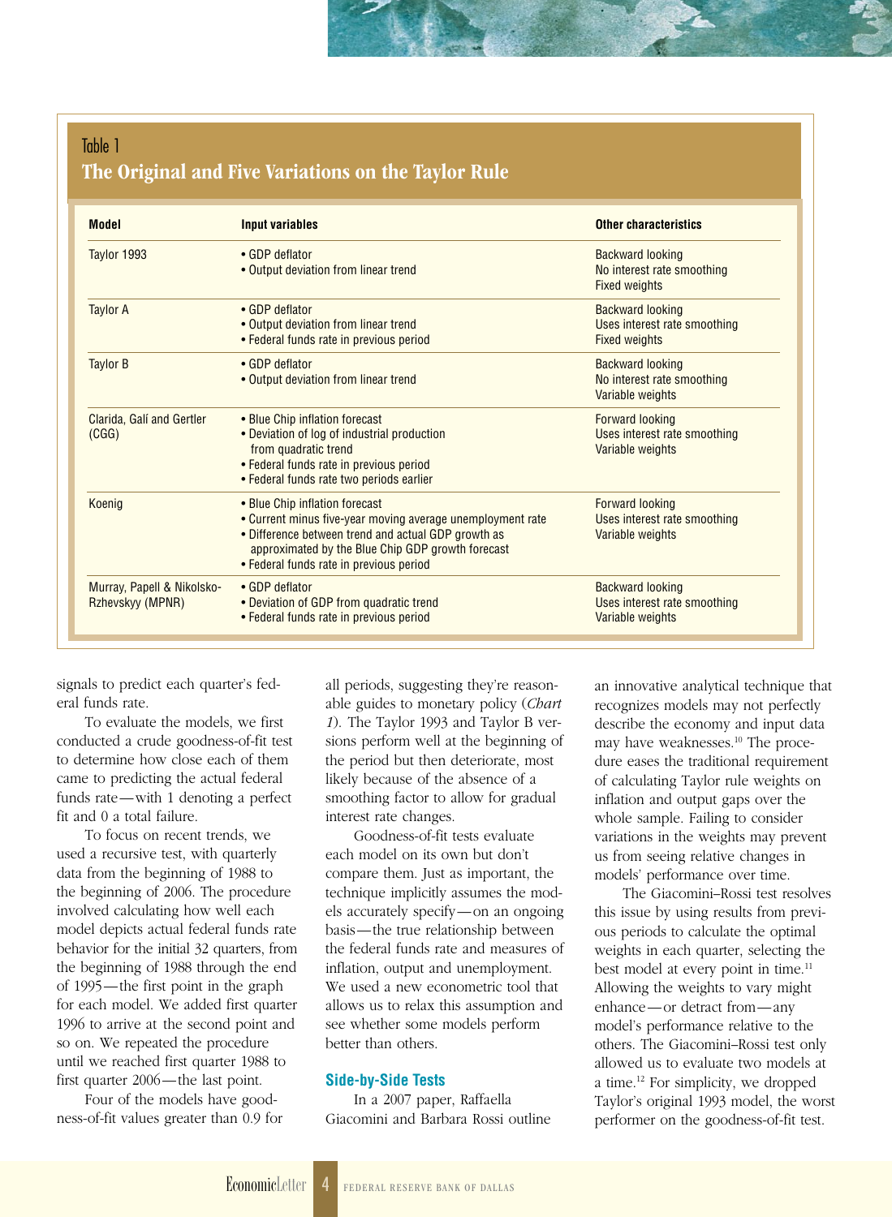Table 1

**The Original and Five Variations on the Taylor Rule**

| Model | Input variables | Other characteristics |
|---|---|---|
| Taylor 1993 | • GDP deflator<br>• Output deviation from linear trend | Backward looking<br>No interest rate smoothing<br>Fixed weights |
| Taylor A | • GDP deflator<br>• Output deviation from linear trend<br>• Federal funds rate in previous period | Backward looking<br>Uses interest rate smoothing<br>Fixed weights |
| Taylor B | • GDP deflator<br>• Output deviation from linear trend | Backward looking<br>No interest rate smoothing<br>Variable weights |
| Clarida, Galí and Gertler (CGG) | • Blue Chip inflation forecast<br>• Deviation of log of industrial production from quadratic trend<br>• Federal funds rate in previous period<br>• Federal funds rate two periods earlier | Forward looking<br>Uses interest rate smoothing<br>Variable weights |
| Koenig | • Blue Chip inflation forecast<br>• Current minus five-year moving average unemployment rate<br>• Difference between trend and actual GDP growth as approximated by the Blue Chip GDP growth forecast<br>• Federal funds rate in previous period | Forward looking<br>Uses interest rate smoothing<br>Variable weights |
| Murray, Papell & Nikolsko-Rzhevskyy (MPNR) | • GDP deflator<br>• Deviation of GDP from quadratic trend<br>• Federal funds rate in previous period | Backward looking<br>Uses interest rate smoothing<br>Variable weights |

signals to predict each quarter's federal funds rate.

To evaluate the models, we first conducted a crude goodness-of-fit test to determine how close each of them came to predicting the actual federal funds rate—with 1 denoting a perfect fit and 0 a total failure.

To focus on recent trends, we used a recursive test, with quarterly data from the beginning of 1988 to the beginning of 2006. The procedure involved calculating how well each model depicts actual federal funds rate behavior for the initial 32 quarters, from the beginning of 1988 through the end of 1995—the first point in the graph for each model. We added first quarter 1996 to arrive at the second point and so on. We repeated the procedure until we reached first quarter 1988 to first quarter 2006—the last point.

Four of the models have goodness-of-fit values greater than 0.9 for all periods, suggesting they're reasonable guides to monetary policy (*Chart 1*). The Taylor 1993 and Taylor B versions perform well at the beginning of the period but then deteriorate, most likely because of the absence of a smoothing factor to allow for gradual interest rate changes.

Goodness-of-fit tests evaluate each model on its own but don't compare them. Just as important, the technique implicitly assumes the models accurately specify—on an ongoing basis—the true relationship between the federal funds rate and measures of inflation, output and unemployment. We used a new econometric tool that allows us to relax this assumption and see whether some models perform better than others.

## Side-by-Side Tests

In a 2007 paper, Raffaella Giacomini and Barbara Rossi outline an innovative analytical technique that recognizes models may not perfectly describe the economy and input data may have weaknesses.[10] The procedure eases the traditional requirement of calculating Taylor rule weights on inflation and output gaps over the whole sample. Failing to consider variations in the weights may prevent us from seeing relative changes in models' performance over time.

The Giacomini–Rossi test resolves this issue by using results from previous periods to calculate the optimal weights in each quarter, selecting the best model at every point in time.[11] Allowing the weights to vary might enhance—or detract from—any model's performance relative to the others. The Giacomini–Rossi test only allowed us to evaluate two models at a time.[12] For simplicity, we dropped Taylor's original 1993 model, the worst performer on the goodness-of-fit test.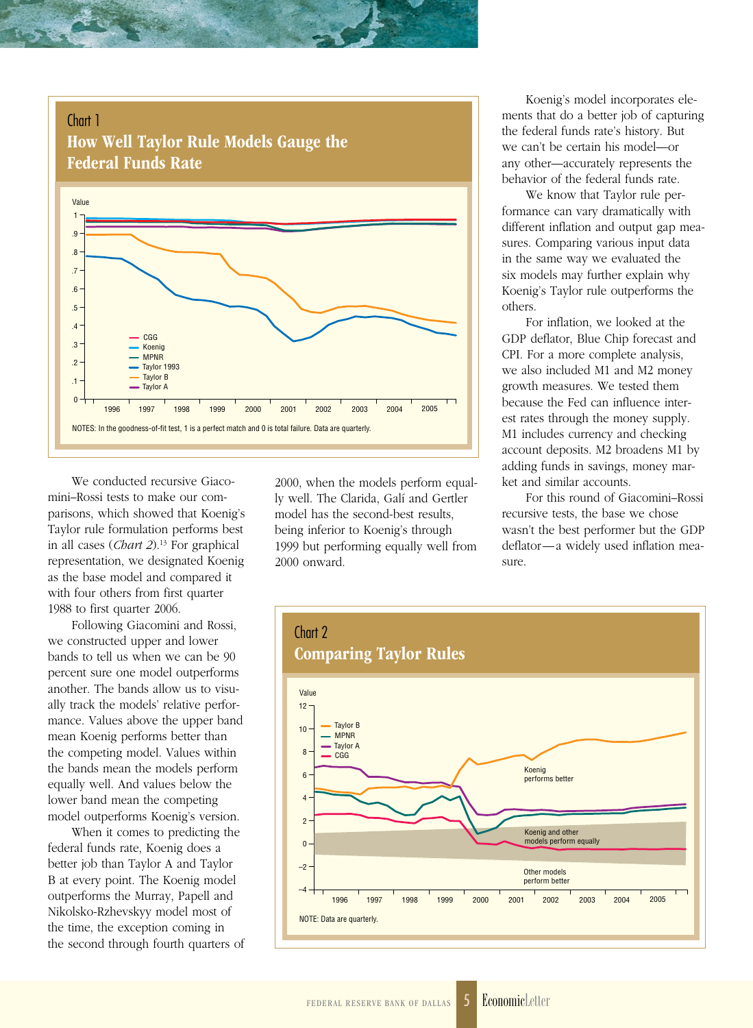## Chart 1
### How Well Taylor Rule Models Gauge the Federal Funds Rate

NOTES: In the goodness-of-fit test, 1 is a perfect match and 0 is total failure. Data are quarterly.

We conducted recursive Giacomini–Rossi tests to make our comparisons, which showed that Koenig's Taylor rule formulation performs best in all cases (*Chart 2*).[13] For graphical representation, we designated Koenig as the base model and compared it with four others from first quarter 1988 to first quarter 2006.

Following Giacomini and Rossi, we constructed upper and lower bands to tell us when we can be 90 percent sure one model outperforms another. The bands allow us to visually track the models' relative performance. Values above the upper band mean Koenig performs better than the competing model. Values within the bands mean the models perform equally well. And values below the lower band mean the competing model outperforms Koenig's version.

When it comes to predicting the federal funds rate, Koenig does a better job than Taylor A and Taylor B at every point. The Koenig model outperforms the Murray, Papell and Nikolsko-Rzhevskyy model most of the time, the exception coming in the second through fourth quarters of 2000, when the models perform equally well. The Clarida, Galí and Gertler model has the second-best results, being inferior to Koenig's through 1999 but performing equally well from 2000 onward.

Koenig's model incorporates elements that do a better job of capturing the federal funds rate's history. But we can't be certain his model—or any other—accurately represents the behavior of the federal funds rate.

We know that Taylor rule performance can vary dramatically with different inflation and output gap measures. Comparing various input data in the same way we evaluated the six models may further explain why Koenig's Taylor rule outperforms the others.

For inflation, we looked at the GDP deflator, Blue Chip forecast and CPI. For a more complete analysis, we also included M1 and M2 money growth measures. We tested them because the Fed can influence interest rates through the money supply. M1 includes currency and checking account deposits. M2 broadens M1 by adding funds in savings, money market and similar accounts.

For this round of Giacomini–Rossi recursive tests, the base we chose wasn't the best performer but the GDP deflator—a widely used inflation measure.

## Chart 2
### Comparing Taylor Rules

NOTE: Data are quarterly.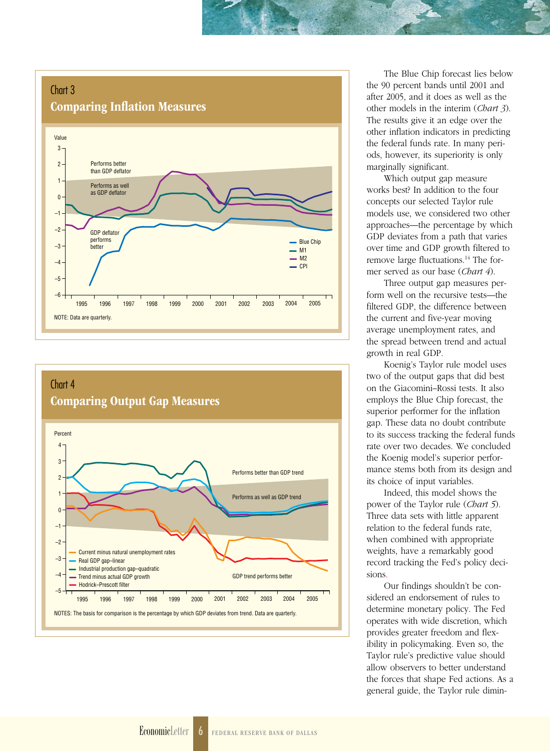### Chart 3
## Comparing Inflation Measures

Value

Performs better than GDP deflator

Performs as well as GDP deflator

GDP deflator performs better

Blue Chip
M1
M2
CPI

1995 1996 1997 1998 1999 2000 2001 2002 2003 2004 2005

NOTE: Data are quarterly.

### Chart 4
## Comparing Output Gap Measures

Percent

Performs better than GDP trend

Performs as well as GDP trend

GDP trend performs better

Current minus natural unemployment rates
Real GDP gap–linear
Industrial production gap–quadratic
Trend minus actual GDP growth
Hodrick–Prescott filter

1995 1996 1997 1998 1999 2000 2001 2002 2003 2004 2005

NOTES: The basis for comparison is the percentage by which GDP deviates from trend. Data are quarterly.

The Blue Chip forecast lies below the 90 percent bands until 2001 and after 2005, and it does as well as the other models in the interim (*Chart 3*). The results give it an edge over the other inflation indicators in predicting the federal funds rate. In many periods, however, its superiority is only marginally significant.

Which output gap measure works best? In addition to the four concepts our selected Taylor rule models use, we considered two other approaches—the percentage by which GDP deviates from a path that varies over time and GDP growth filtered to remove large fluctuations.[14] The former served as our base (*Chart 4*).

Three output gap measures perform well on the recursive tests—the filtered GDP, the difference between the current and five-year moving average unemployment rates, and the spread between trend and actual growth in real GDP.

Koenig's Taylor rule model uses two of the output gaps that did best on the Giacomini–Rossi tests. It also employs the Blue Chip forecast, the superior performer for the inflation gap. These data no doubt contribute to its success tracking the federal funds rate over two decades. We concluded the Koenig model's superior performance stems both from its design and its choice of input variables.

Indeed, this model shows the power of the Taylor rule (*Chart 5*). Three data sets with little apparent relation to the federal funds rate, when combined with appropriate weights, have a remarkably good record tracking the Fed's policy decisions.

Our findings shouldn't be considered an endorsement of rules to determine monetary policy. The Fed operates with wide discretion, which provides greater freedom and flexibility in policymaking. Even so, the Taylor rule's predictive value should allow observers to better understand the forces that shape Fed actions. As a general guide, the Taylor rule dimin-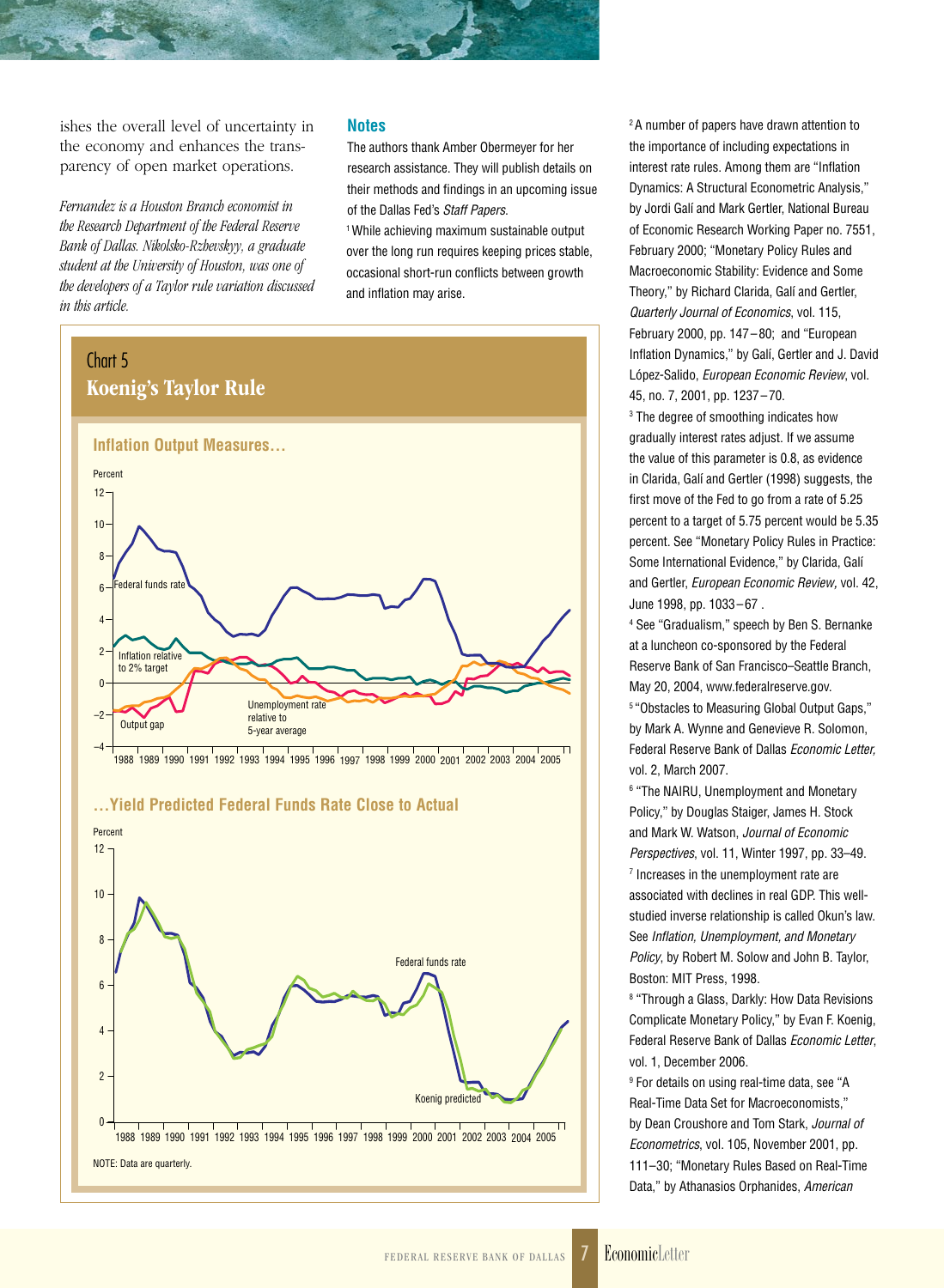ishes the overall level of uncertainty in the economy and enhances the transparency of open market operations.

*Fernandez is a Houston Branch economist in the Research Department of the Federal Reserve Bank of Dallas. Nikolsko-Rzhevskyy, a graduate student at the University of Houston, was one of the developers of a Taylor rule variation discussed in this article.*

### Notes

The authors thank Amber Obermeyer for her research assistance. They will publish details on their methods and findings in an upcoming issue of the Dallas Fed's *Staff Papers*.

[1] While achieving maximum sustainable output over the long run requires keeping prices stable, occasional short-run conflicts between growth and inflation may arise.

[2] A number of papers have drawn attention to the importance of including expectations in interest rate rules. Among them are "Inflation Dynamics: A Structural Econometric Analysis," by Jordi Galí and Mark Gertler, National Bureau of Economic Research Working Paper no. 7551, February 2000; "Monetary Policy Rules and Macroeconomic Stability: Evidence and Some Theory," by Richard Clarida, Galí and Gertler, *Quarterly Journal of Economics*, vol. 115, February 2000, pp. 147–80; and "European Inflation Dynamics," by Galí, Gertler and J. David López-Salido, *European Economic Review*, vol. 45, no. 7, 2001, pp. 1237–70.

[3] The degree of smoothing indicates how gradually interest rates adjust. If we assume the value of this parameter is 0.8, as evidence in Clarida, Galí and Gertler (1998) suggests, the first move of the Fed to go from a rate of 5.25 percent to a target of 5.75 percent would be 5.35 percent. See "Monetary Policy Rules in Practice: Some International Evidence," by Clarida, Galí and Gertler, *European Economic Review*, vol. 42, June 1998, pp. 1033–67 .

[4] See "Gradualism," speech by Ben S. Bernanke at a luncheon co-sponsored by the Federal Reserve Bank of San Francisco–Seattle Branch, May 20, 2004, www.federalreserve.gov.

[5] "Obstacles to Measuring Global Output Gaps," by Mark A. Wynne and Genevieve R. Solomon, Federal Reserve Bank of Dallas *Economic Letter*, vol. 2, March 2007.

[6] "The NAIRU, Unemployment and Monetary Policy," by Douglas Staiger, James H. Stock and Mark W. Watson, *Journal of Economic Perspectives*, vol. 11, Winter 1997, pp. 33–49.

[7] Increases in the unemployment rate are associated with declines in real GDP. This well-studied inverse relationship is called Okun's law. See *Inflation, Unemployment, and Monetary Policy*, by Robert M. Solow and John B. Taylor, Boston: MIT Press, 1998.

[8] "Through a Glass, Darkly: How Data Revisions Complicate Monetary Policy," by Evan F. Koenig, Federal Reserve Bank of Dallas *Economic Letter*, vol. 1, December 2006.

[9] For details on using real-time data, see "A Real-Time Data Set for Macroeconomists," by Dean Croushore and Tom Stark, *Journal of Econometrics*, vol. 105, November 2001, pp. 111–30; "Monetary Rules Based on Real-Time Data," by Athanasios Orphanides, *American*

## Chart 5
## Koenig's Taylor Rule

**Inflation Output Measures…**

**…Yield Predicted Federal Funds Rate Close to Actual**

NOTE: Data are quarterly.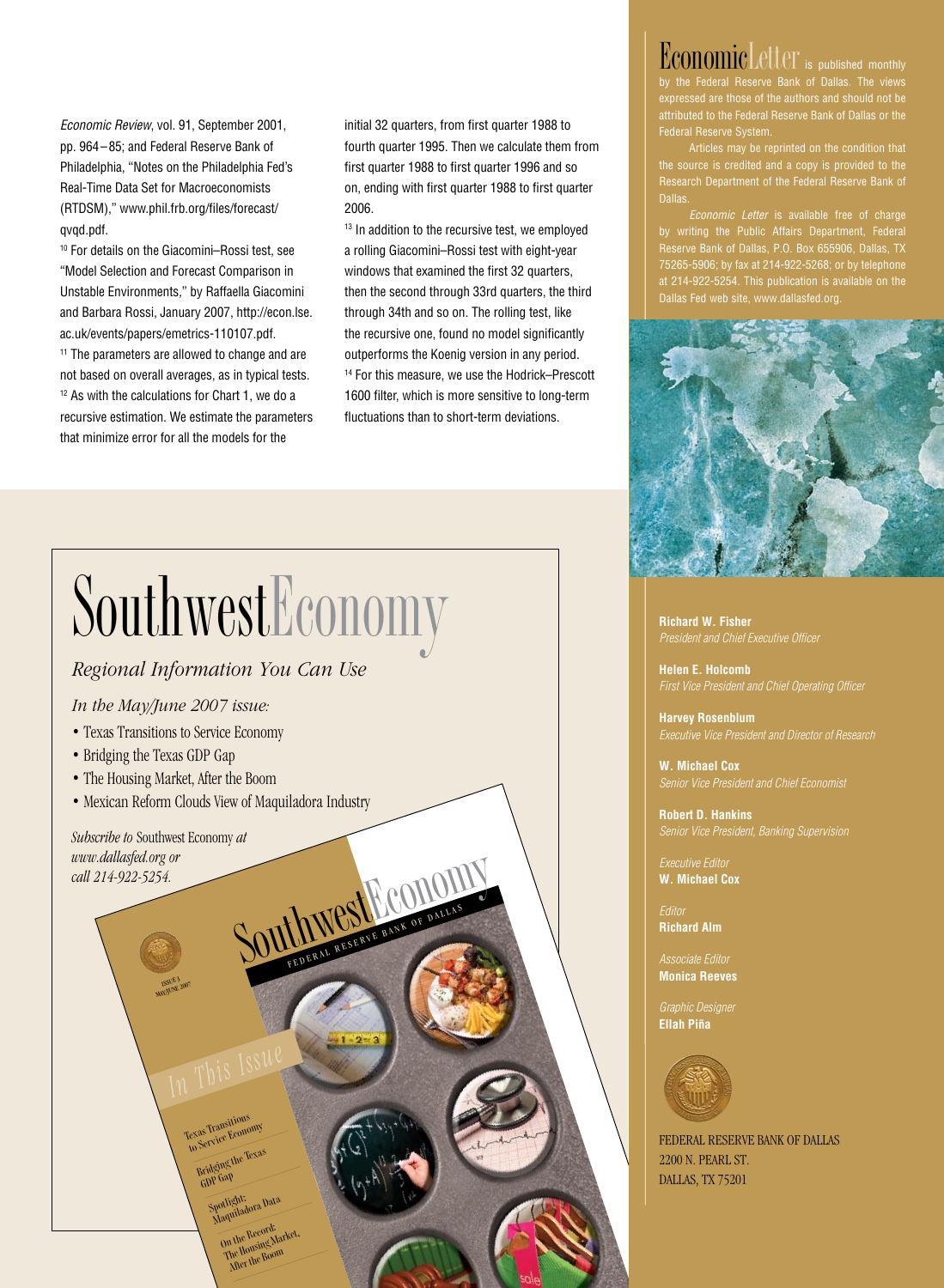*Economic Review*, vol. 91, September 2001, pp. 964–85; and Federal Reserve Bank of Philadelphia, "Notes on the Philadelphia Fed's Real-Time Data Set for Macroeconomists (RTDSM)," www.phil.frb.org/files/forecast/qvqd.pdf.

[10] For details on the Giacomini–Rossi test, see "Model Selection and Forecast Comparison in Unstable Environments," by Raffaella Giacomini and Barbara Rossi, January 2007, http://econ.lse.ac.uk/events/papers/emetrics-110107.pdf.

[11] The parameters are allowed to change and are not based on overall averages, as in typical tests.

[12] As with the calculations for Chart 1, we do a recursive estimation. We estimate the parameters that minimize error for all the models for the initial 32 quarters, from first quarter 1988 to fourth quarter 1995. Then we calculate them from first quarter 1988 to first quarter 1996 and so on, ending with first quarter 1988 to first quarter 2006.

[13] In addition to the recursive test, we employed a rolling Giacomini–Rossi test with eight-year windows that examined the first 32 quarters, then the second through 33rd quarters, the third through 34th and so on. The rolling test, like the recursive one, found no model significantly outperforms the Koenig version in any period.

[14] For this measure, we use the Hodrick–Prescott 1600 filter, which is more sensitive to long-term fluctuations than to short-term deviations.

# SouthwestEconomy

*Regional Information You Can Use*

*In the May/June 2007 issue:*

- Texas Transitions to Service Economy
- Bridging the Texas GDP Gap
- The Housing Market, After the Boom
- Mexican Reform Clouds View of Maquiladora Industry

*Subscribe to* Southwest Economy *at www.dallasfed.org or call 214-922-5254.*

**EconomicLetter** is published monthly by the Federal Reserve Bank of Dallas. The views expressed are those of the authors and should not be attributed to the Federal Reserve Bank of Dallas or the Federal Reserve System.

Articles may be reprinted on the condition that the source is credited and a copy is provided to the Research Department of the Federal Reserve Bank of Dallas.

*Economic Letter* is available free of charge by writing the Public Affairs Department, Federal Reserve Bank of Dallas, P.O. Box 655906, Dallas, TX 75265-5906; by fax at 214-922-5268; or by telephone at 214-922-5254. This publication is available on the Dallas Fed web site, www.dallasfed.org.

**Richard W. Fisher**
*President and Chief Executive Officer*

**Helen E. Holcomb**
*First Vice President and Chief Operating Officer*

**Harvey Rosenblum**
*Executive Vice President and Director of Research*

**W. Michael Cox**
*Senior Vice President and Chief Economist*

**Robert D. Hankins**
*Senior Vice President, Banking Supervision*

*Executive Editor*
**W. Michael Cox**

*Editor*
**Richard Alm**

*Associate Editor*
**Monica Reeves**

*Graphic Designer*
**Ellah Piña**

FEDERAL RESERVE BANK OF DALLAS
2200 N. PEARL ST.
DALLAS, TX 75201